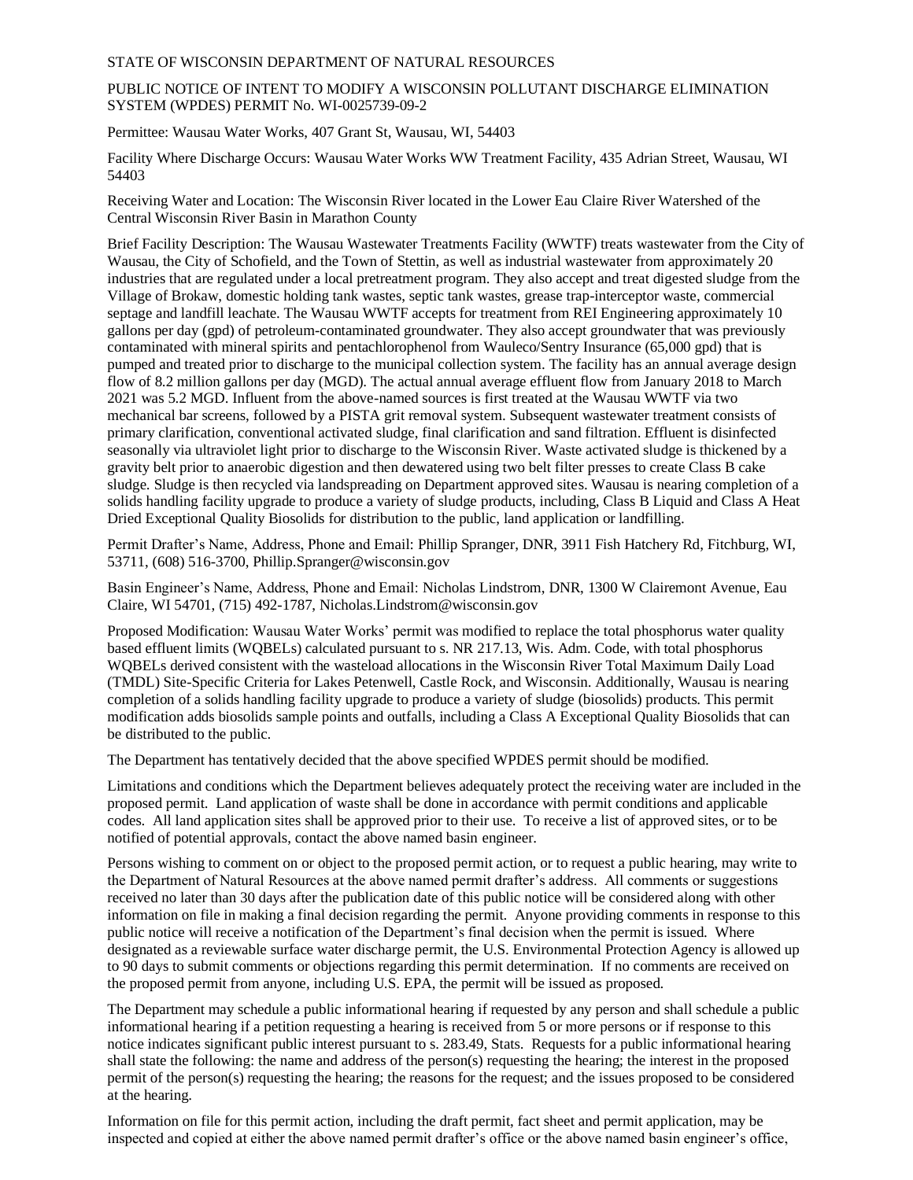STATE OF WISCONSIN DEPARTMENT OF NATURAL RESOURCES

PUBLIC NOTICE OF INTENT TO MODIFY A WISCONSIN POLLUTANT DISCHARGE ELIMINATION SYSTEM (WPDES) PERMIT No. WI-0025739-09-2

Permittee: Wausau Water Works, 407 Grant St, Wausau, WI, 54403

Facility Where Discharge Occurs: Wausau Water Works WW Treatment Facility, 435 Adrian Street, Wausau, WI 54403

Receiving Water and Location: The Wisconsin River located in the Lower Eau Claire River Watershed of the Central Wisconsin River Basin in Marathon County

Brief Facility Description: The Wausau Wastewater Treatments Facility (WWTF) treats wastewater from the City of Wausau, the City of Schofield, and the Town of Stettin, as well as industrial wastewater from approximately 20 industries that are regulated under a local pretreatment program. They also accept and treat digested sludge from the Village of Brokaw, domestic holding tank wastes, septic tank wastes, grease trap-interceptor waste, commercial septage and landfill leachate. The Wausau WWTF accepts for treatment from REI Engineering approximately 10 gallons per day (gpd) of petroleum-contaminated groundwater. They also accept groundwater that was previously contaminated with mineral spirits and pentachlorophenol from Wauleco/Sentry Insurance (65,000 gpd) that is pumped and treated prior to discharge to the municipal collection system. The facility has an annual average design flow of 8.2 million gallons per day (MGD). The actual annual average effluent flow from January 2018 to March 2021 was 5.2 MGD. Influent from the above-named sources is first treated at the Wausau WWTF via two mechanical bar screens, followed by a PISTA grit removal system. Subsequent wastewater treatment consists of primary clarification, conventional activated sludge, final clarification and sand filtration. Effluent is disinfected seasonally via ultraviolet light prior to discharge to the Wisconsin River. Waste activated sludge is thickened by a gravity belt prior to anaerobic digestion and then dewatered using two belt filter presses to create Class B cake sludge. Sludge is then recycled via landspreading on Department approved sites. Wausau is nearing completion of a solids handling facility upgrade to produce a variety of sludge products, including, Class B Liquid and Class A Heat Dried Exceptional Quality Biosolids for distribution to the public, land application or landfilling.

Permit Drafter's Name, Address, Phone and Email: Phillip Spranger, DNR, 3911 Fish Hatchery Rd, Fitchburg, WI, 53711, (608) 516-3700, Phillip.Spranger@wisconsin.gov

Basin Engineer's Name, Address, Phone and Email: Nicholas Lindstrom, DNR, 1300 W Clairemont Avenue, Eau Claire, WI 54701, (715) 492-1787, Nicholas.Lindstrom@wisconsin.gov

Proposed Modification: Wausau Water Works' permit was modified to replace the total phosphorus water quality based effluent limits (WQBELs) calculated pursuant to s. NR 217.13, Wis. Adm. Code, with total phosphorus WQBELs derived consistent with the wasteload allocations in the Wisconsin River Total Maximum Daily Load (TMDL) Site-Specific Criteria for Lakes Petenwell, Castle Rock, and Wisconsin. Additionally, Wausau is nearing completion of a solids handling facility upgrade to produce a variety of sludge (biosolids) products. This permit modification adds biosolids sample points and outfalls, including a Class A Exceptional Quality Biosolids that can be distributed to the public.

The Department has tentatively decided that the above specified WPDES permit should be modified.

Limitations and conditions which the Department believes adequately protect the receiving water are included in the proposed permit. Land application of waste shall be done in accordance with permit conditions and applicable codes. All land application sites shall be approved prior to their use. To receive a list of approved sites, or to be notified of potential approvals, contact the above named basin engineer.

Persons wishing to comment on or object to the proposed permit action, or to request a public hearing, may write to the Department of Natural Resources at the above named permit drafter's address. All comments or suggestions received no later than 30 days after the publication date of this public notice will be considered along with other information on file in making a final decision regarding the permit. Anyone providing comments in response to this public notice will receive a notification of the Department's final decision when the permit is issued. Where designated as a reviewable surface water discharge permit, the U.S. Environmental Protection Agency is allowed up to 90 days to submit comments or objections regarding this permit determination. If no comments are received on the proposed permit from anyone, including U.S. EPA, the permit will be issued as proposed.

The Department may schedule a public informational hearing if requested by any person and shall schedule a public informational hearing if a petition requesting a hearing is received from 5 or more persons or if response to this notice indicates significant public interest pursuant to s. 283.49, Stats. Requests for a public informational hearing shall state the following: the name and address of the person(s) requesting the hearing; the interest in the proposed permit of the person(s) requesting the hearing; the reasons for the request; and the issues proposed to be considered at the hearing.

Information on file for this permit action, including the draft permit, fact sheet and permit application, may be inspected and copied at either the above named permit drafter's office or the above named basin engineer's office,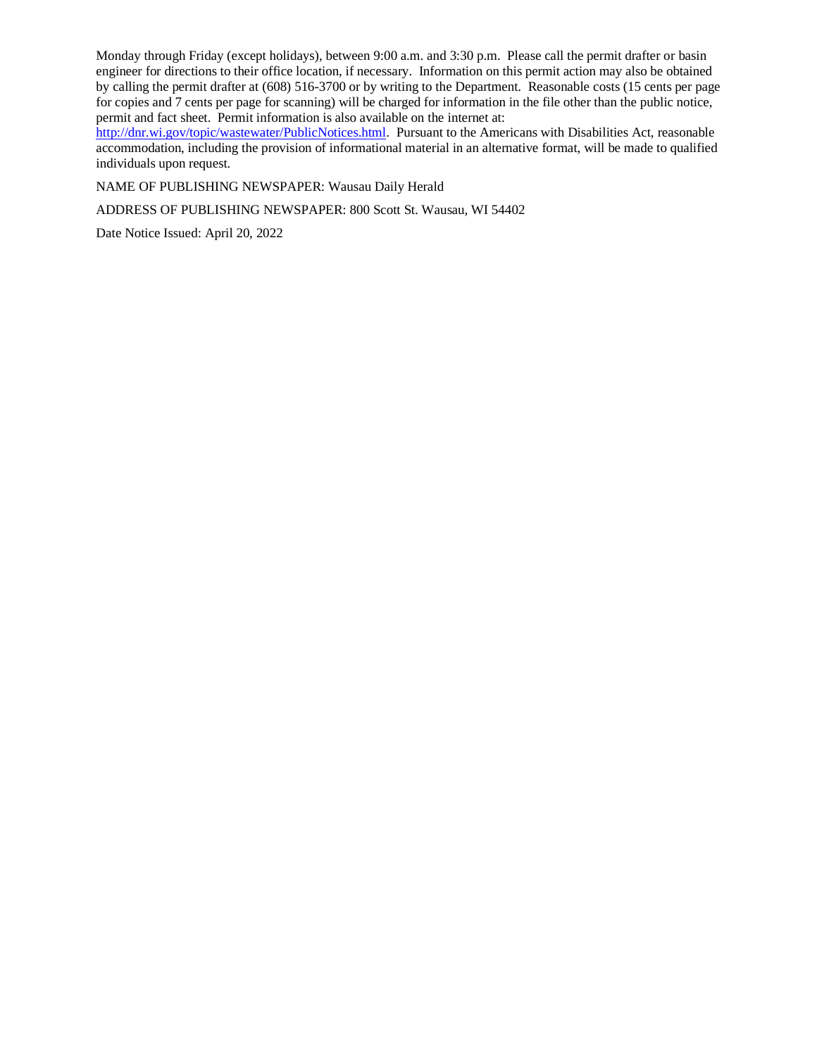Monday through Friday (except holidays), between 9:00 a.m. and 3:30 p.m. Please call the permit drafter or basin engineer for directions to their office location, if necessary. Information on this permit action may also be obtained by calling the permit drafter at (608) 516-3700 or by writing to the Department. Reasonable costs (15 cents per page for copies and 7 cents per page for scanning) will be charged for information in the file other than the public notice, permit and fact sheet. Permit information is also available on the internet at: http://dnr.wi.gov/topic/wastewater/PublicNotices.html. Pursuant to the Americans with Disabilities Act, reasonable accommodation, including the provision of informational material in an alternative format, will be made to qualified individuals upon request.

NAME OF PUBLISHING NEWSPAPER: Wausau Daily Herald

ADDRESS OF PUBLISHING NEWSPAPER: 800 Scott St. Wausau, WI 54402

Date Notice Issued: April 20, 2022